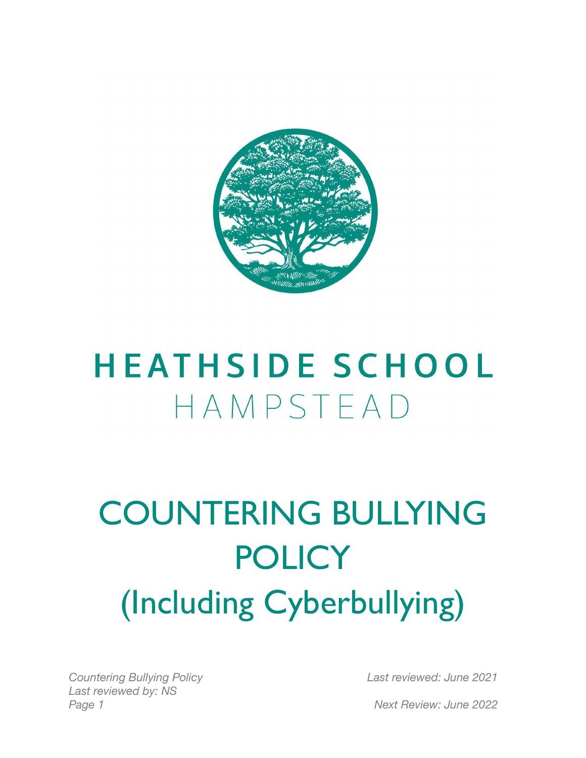# HEATHSIDE SCHOOL

HAMPSTEAD

# COUNTERING BULLYING POLICY

# (Including Cyberbullying)

*Countering Bullying Policy*
*Last reviewed by: NS*
*Last reviewed: June 2021*
*Next Review: June 2022*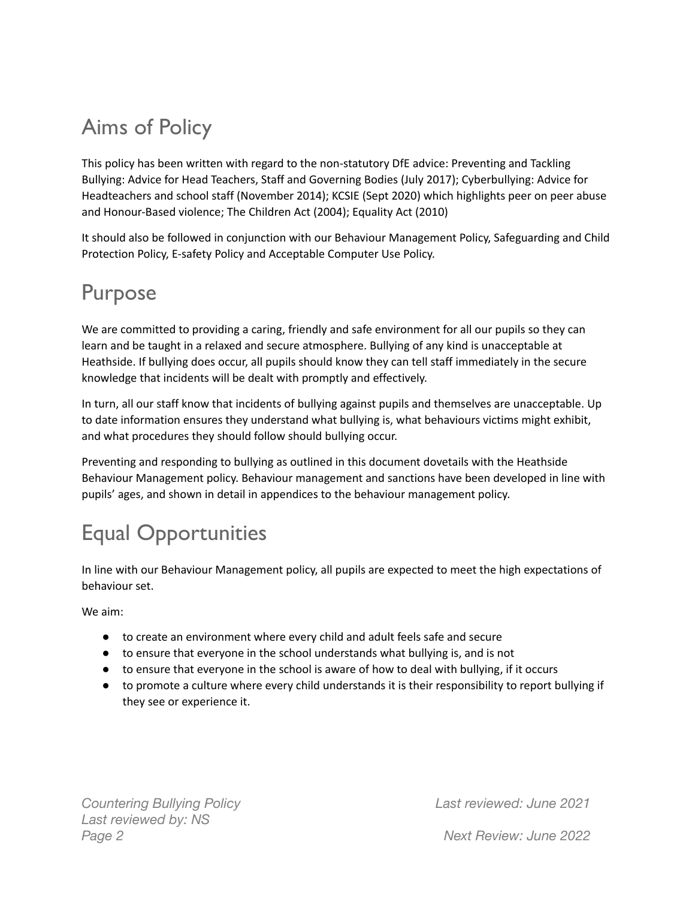## Aims of Policy

This policy has been written with regard to the non-statutory DfE advice: Preventing and Tackling Bullying: Advice for Head Teachers, Staff and Governing Bodies (July 2017); Cyberbullying: Advice for Headteachers and school staff (November 2014); KCSIE (Sept 2020) which highlights peer on peer abuse and Honour-Based violence; The Children Act (2004); Equality Act (2010)

It should also be followed in conjunction with our Behaviour Management Policy, Safeguarding and Child Protection Policy, E-safety Policy and Acceptable Computer Use Policy.

## Purpose

We are committed to providing a caring, friendly and safe environment for all our pupils so they can learn and be taught in a relaxed and secure atmosphere. Bullying of any kind is unacceptable at Heathside. If bullying does occur, all pupils should know they can tell staff immediately in the secure knowledge that incidents will be dealt with promptly and effectively.

In turn, all our staff know that incidents of bullying against pupils and themselves are unacceptable. Up to date information ensures they understand what bullying is, what behaviours victims might exhibit, and what procedures they should follow should bullying occur.

Preventing and responding to bullying as outlined in this document dovetails with the Heathside Behaviour Management policy. Behaviour management and sanctions have been developed in line with pupils' ages, and shown in detail in appendices to the behaviour management policy.

## Equal Opportunities

In line with our Behaviour Management policy, all pupils are expected to meet the high expectations of behaviour set.

We aim:

- to create an environment where every child and adult feels safe and secure
- to ensure that everyone in the school understands what bullying is, and is not
- to ensure that everyone in the school is aware of how to deal with bullying, if it occurs
- to promote a culture where every child understands it is their responsibility to report bullying if they see or experience it.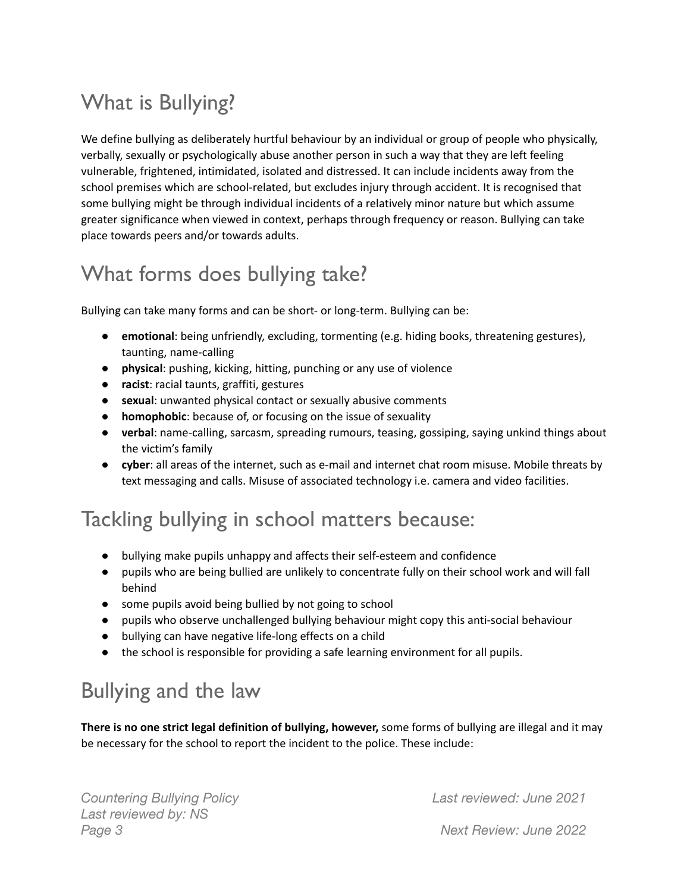## What is Bullying?

We define bullying as deliberately hurtful behaviour by an individual or group of people who physically, verbally, sexually or psychologically abuse another person in such a way that they are left feeling vulnerable, frightened, intimidated, isolated and distressed. It can include incidents away from the school premises which are school-related, but excludes injury through accident. It is recognised that some bullying might be through individual incidents of a relatively minor nature but which assume greater significance when viewed in context, perhaps through frequency or reason. Bullying can take place towards peers and/or towards adults.

## What forms does bullying take?

Bullying can take many forms and can be short- or long-term. Bullying can be:

- **emotional**: being unfriendly, excluding, tormenting (e.g. hiding books, threatening gestures), taunting, name-calling
- **physical**: pushing, kicking, hitting, punching or any use of violence
- **racist**: racial taunts, graffiti, gestures
- **sexual**: unwanted physical contact or sexually abusive comments
- **homophobic**: because of, or focusing on the issue of sexuality
- **verbal**: name-calling, sarcasm, spreading rumours, teasing, gossiping, saying unkind things about the victim's family
- **cyber**: all areas of the internet, such as e-mail and internet chat room misuse. Mobile threats by text messaging and calls. Misuse of associated technology i.e. camera and video facilities.

## Tackling bullying in school matters because:

- bullying make pupils unhappy and affects their self-esteem and confidence
- pupils who are being bullied are unlikely to concentrate fully on their school work and will fall behind
- some pupils avoid being bullied by not going to school
- pupils who observe unchallenged bullying behaviour might copy this anti-social behaviour
- bullying can have negative life-long effects on a child
- the school is responsible for providing a safe learning environment for all pupils.

## Bullying and the law

**There is no one strict legal definition of bullying, however,** some forms of bullying are illegal and it may be necessary for the school to report the incident to the police. These include: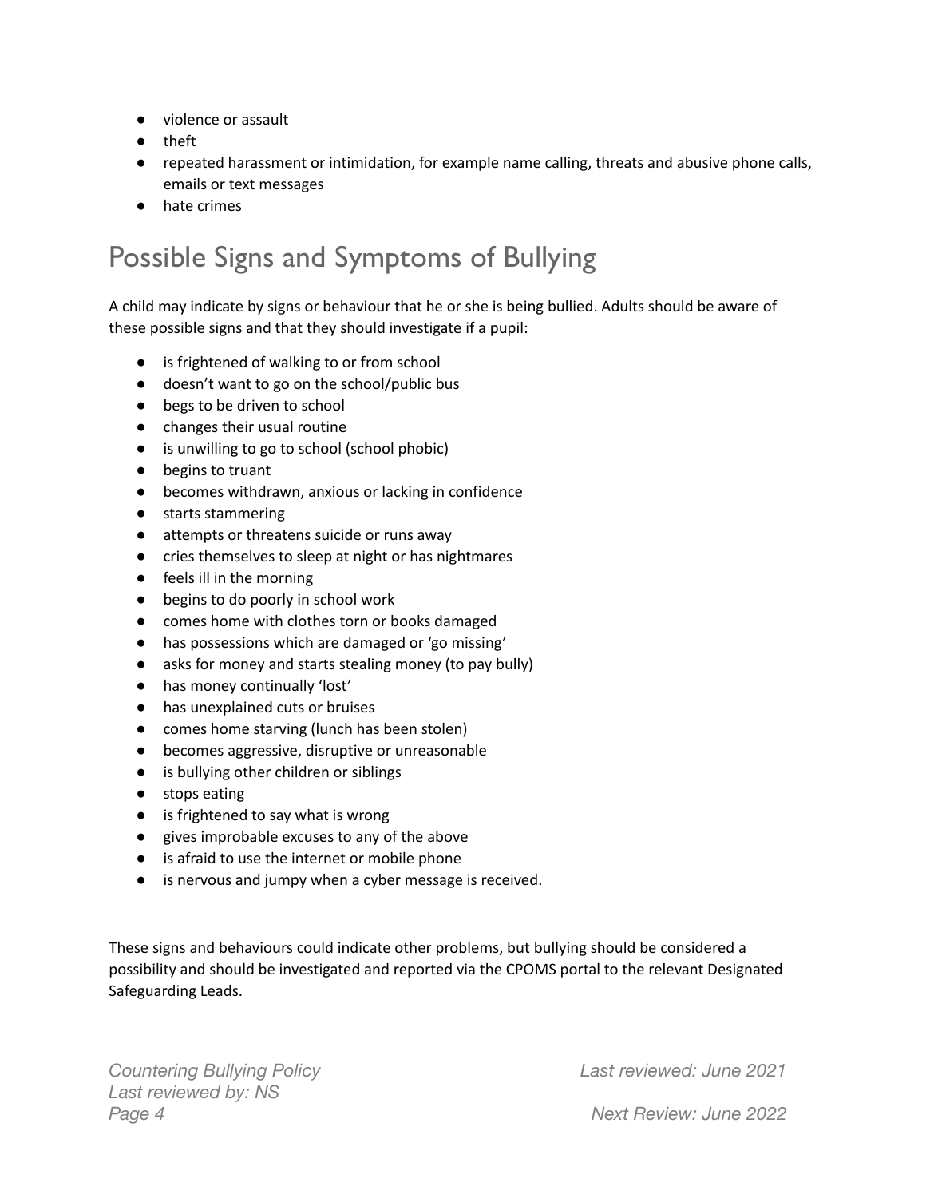- violence or assault
- theft
- repeated harassment or intimidation, for example name calling, threats and abusive phone calls, emails or text messages
- hate crimes

## Possible Signs and Symptoms of Bullying

A child may indicate by signs or behaviour that he or she is being bullied. Adults should be aware of these possible signs and that they should investigate if a pupil:

- is frightened of walking to or from school
- doesn't want to go on the school/public bus
- begs to be driven to school
- changes their usual routine
- is unwilling to go to school (school phobic)
- begins to truant
- becomes withdrawn, anxious or lacking in confidence
- starts stammering
- attempts or threatens suicide or runs away
- cries themselves to sleep at night or has nightmares
- feels ill in the morning
- begins to do poorly in school work
- comes home with clothes torn or books damaged
- has possessions which are damaged or 'go missing'
- asks for money and starts stealing money (to pay bully)
- has money continually 'lost'
- has unexplained cuts or bruises
- comes home starving (lunch has been stolen)
- becomes aggressive, disruptive or unreasonable
- is bullying other children or siblings
- stops eating
- is frightened to say what is wrong
- gives improbable excuses to any of the above
- is afraid to use the internet or mobile phone
- is nervous and jumpy when a cyber message is received.

These signs and behaviours could indicate other problems, but bullying should be considered a possibility and should be investigated and reported via the CPOMS portal to the relevant Designated Safeguarding Leads.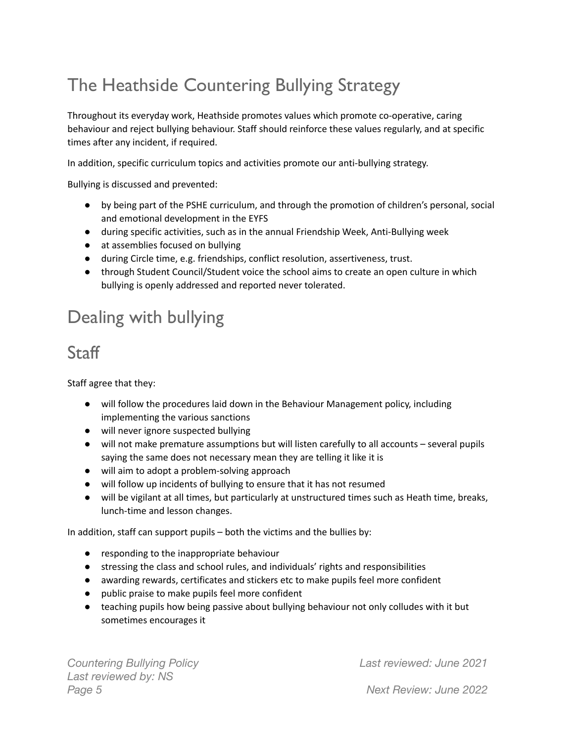# The Heathside Countering Bullying Strategy

Throughout its everyday work, Heathside promotes values which promote co-operative, caring behaviour and reject bullying behaviour. Staff should reinforce these values regularly, and at specific times after any incident, if required.

In addition, specific curriculum topics and activities promote our anti-bullying strategy.

Bullying is discussed and prevented:

- by being part of the PSHE curriculum, and through the promotion of children's personal, social and emotional development in the EYFS
- during specific activities, such as in the annual Friendship Week, Anti-Bullying week
- at assemblies focused on bullying
- during Circle time, e.g. friendships, conflict resolution, assertiveness, trust.
- through Student Council/Student voice the school aims to create an open culture in which bullying is openly addressed and reported never tolerated.

# Dealing with bullying

## Staff

Staff agree that they:

- will follow the procedures laid down in the Behaviour Management policy, including implementing the various sanctions
- will never ignore suspected bullying
- will not make premature assumptions but will listen carefully to all accounts – several pupils saying the same does not necessary mean they are telling it like it is
- will aim to adopt a problem-solving approach
- will follow up incidents of bullying to ensure that it has not resumed
- will be vigilant at all times, but particularly at unstructured times such as Heath time, breaks, lunch-time and lesson changes.

In addition, staff can support pupils – both the victims and the bullies by:

- responding to the inappropriate behaviour
- stressing the class and school rules, and individuals' rights and responsibilities
- awarding rewards, certificates and stickers etc to make pupils feel more confident
- public praise to make pupils feel more confident
- teaching pupils how being passive about bullying behaviour not only colludes with it but sometimes encourages it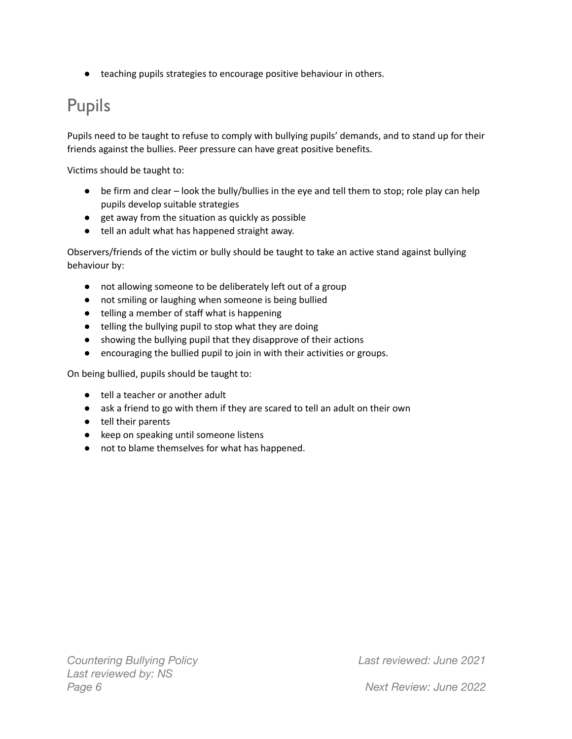- teaching pupils strategies to encourage positive behaviour in others.

## Pupils

Pupils need to be taught to refuse to comply with bullying pupils' demands, and to stand up for their friends against the bullies. Peer pressure can have great positive benefits.

Victims should be taught to:

- be firm and clear – look the bully/bullies in the eye and tell them to stop; role play can help pupils develop suitable strategies
- get away from the situation as quickly as possible
- tell an adult what has happened straight away.

Observers/friends of the victim or bully should be taught to take an active stand against bullying behaviour by:

- not allowing someone to be deliberately left out of a group
- not smiling or laughing when someone is being bullied
- telling a member of staff what is happening
- telling the bullying pupil to stop what they are doing
- showing the bullying pupil that they disapprove of their actions
- encouraging the bullied pupil to join in with their activities or groups.

On being bullied, pupils should be taught to:

- tell a teacher or another adult
- ask a friend to go with them if they are scared to tell an adult on their own
- tell their parents
- keep on speaking until someone listens
- not to blame themselves for what has happened.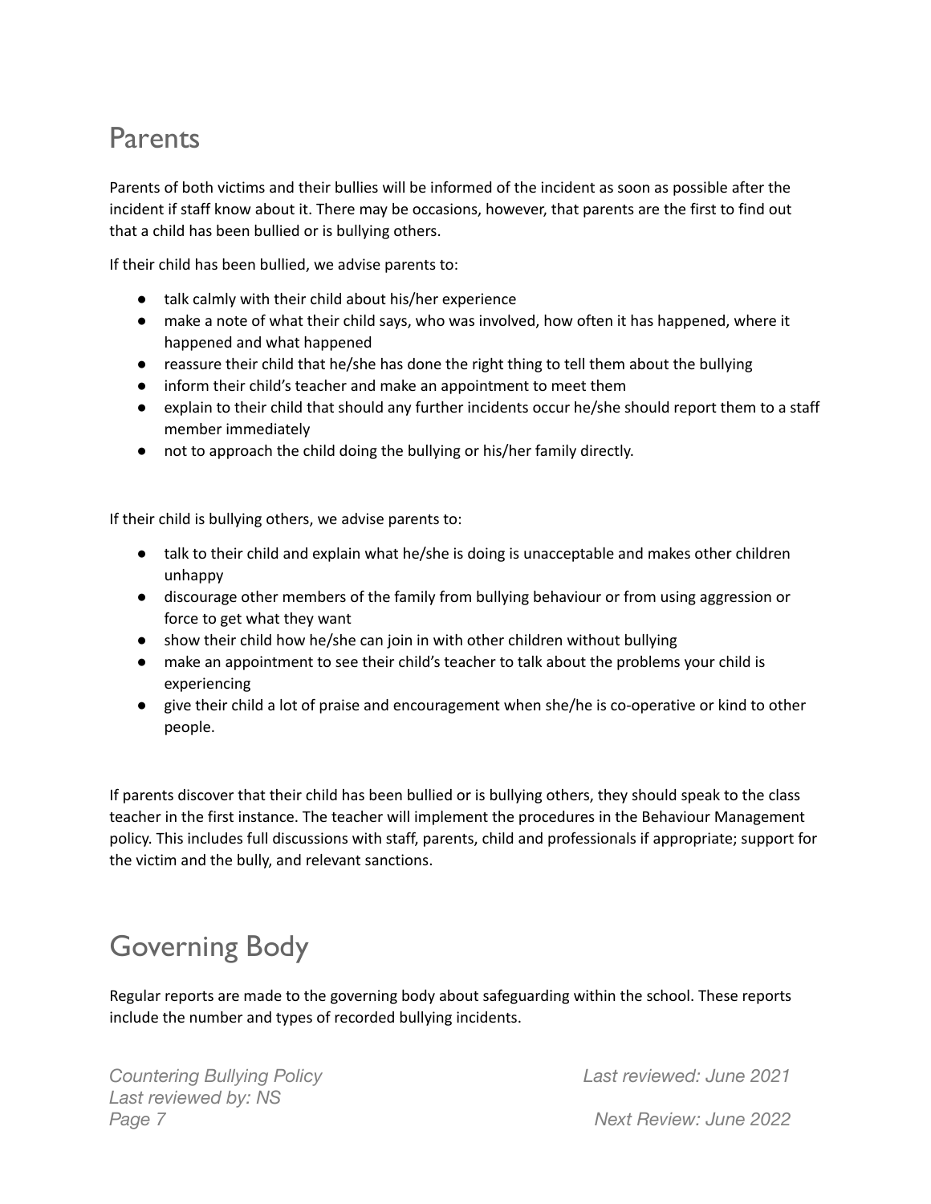## Parents

Parents of both victims and their bullies will be informed of the incident as soon as possible after the incident if staff know about it. There may be occasions, however, that parents are the first to find out that a child has been bullied or is bullying others.

If their child has been bullied, we advise parents to:

- talk calmly with their child about his/her experience
- make a note of what their child says, who was involved, how often it has happened, where it happened and what happened
- reassure their child that he/she has done the right thing to tell them about the bullying
- inform their child's teacher and make an appointment to meet them
- explain to their child that should any further incidents occur he/she should report them to a staff member immediately
- not to approach the child doing the bullying or his/her family directly.

If their child is bullying others, we advise parents to:

- talk to their child and explain what he/she is doing is unacceptable and makes other children unhappy
- discourage other members of the family from bullying behaviour or from using aggression or force to get what they want
- show their child how he/she can join in with other children without bullying
- make an appointment to see their child's teacher to talk about the problems your child is experiencing
- give their child a lot of praise and encouragement when she/he is co-operative or kind to other people.

If parents discover that their child has been bullied or is bullying others, they should speak to the class teacher in the first instance. The teacher will implement the procedures in the Behaviour Management policy. This includes full discussions with staff, parents, child and professionals if appropriate; support for the victim and the bully, and relevant sanctions.

## Governing Body

Regular reports are made to the governing body about safeguarding within the school. These reports include the number and types of recorded bullying incidents.